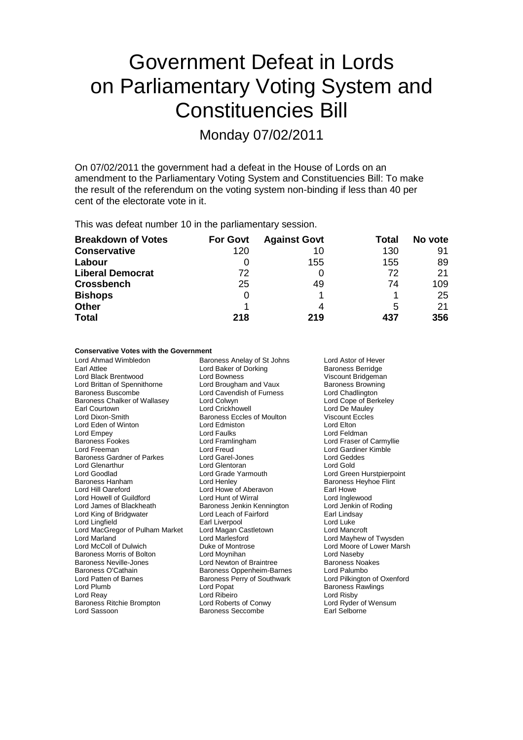# Government Defeat in Lords on Parliamentary Voting System and Constituencies Bill

## Monday 07/02/2011

On 07/02/2011 the government had a defeat in the House of Lords on an amendment to the Parliamentary Voting System and Constituencies Bill: To make the result of the referendum on the voting system non-binding if less than 40 per cent of the electorate vote in it.

This was defeat number 10 in the parliamentary session.

| Breakdown of Votes | For Govt | Against Govt | Total | No vote |
|---|---|---|---|---|
| **Conservative** | 120 | 10 | 130 | 91 |
| **Labour** | 0 | 155 | 155 | 89 |
| **Liberal Democrat** | 72 | 0 | 72 | 21 |
| **Crossbench** | 25 | 49 | 74 | 109 |
| **Bishops** | 0 | 1 | 1 | 25 |
| **Other** | 1 | 4 | 5 | 21 |
| **Total** | **218** | **219** | **437** | **356** |

**Conservative Votes with the Government**

Lord Ahmad Wimbledon
Baroness Anelay of St Johns
Lord Astor of Hever
Earl Attlee
Lord Baker of Dorking
Baroness Berridge
Lord Black Brentwood
Lord Bowness
Viscount Bridgeman
Lord Brittan of Spennithorne
Lord Brougham and Vaux
Baroness Browning
Baroness Buscombe
Lord Cavendish of Furness
Lord Chadlington
Baroness Chalker of Wallasey
Lord Colwyn
Lord Cope of Berkeley
Earl Courtown
Lord Crickhowell
Lord De Mauley
Lord Dixon-Smith
Baroness Eccles of Moulton
Viscount Eccles
Lord Eden of Winton
Lord Edmiston
Lord Elton
Lord Empey
Lord Faulks
Lord Feldman
Baroness Fookes
Lord Framlingham
Lord Fraser of Carmyllie
Lord Freeman
Lord Freud
Lord Gardiner Kimble
Baroness Gardner of Parkes
Lord Garel-Jones
Lord Geddes
Lord Glenarthur
Lord Glentoran
Lord Gold
Lord Goodlad
Lord Grade Yarmouth
Lord Green Hurstpierpoint
Baroness Hanham
Lord Henley
Baroness Heyhoe Flint
Lord Hill Oareford
Lord Howe of Aberavon
Earl Howe
Lord Howell of Guildford
Lord Hunt of Wirral
Lord Inglewood
Lord James of Blackheath
Baroness Jenkin Kennington
Lord Jenkin of Roding
Lord King of Bridgwater
Lord Leach of Fairford
Earl Lindsay
Lord Lingfield
Earl Liverpool
Lord Luke
Lord MacGregor of Pulham Market
Lord Magan Castletown
Lord Mancroft
Lord Marland
Lord Marlesford
Lord Mayhew of Twysden
Lord McColl of Dulwich
Duke of Montrose
Lord Moore of Lower Marsh
Baroness Morris of Bolton
Lord Moynihan
Lord Naseby
Baroness Neville-Jones
Lord Newton of Braintree
Baroness Noakes
Baroness O'Cathain
Baroness Oppenheim-Barnes
Lord Palumbo
Lord Patten of Barnes
Baroness Perry of Southwark
Lord Pilkington of Oxenford
Lord Plumb
Lord Popat
Baroness Rawlings
Lord Reay
Lord Ribeiro
Lord Risby
Baroness Ritchie Brompton
Lord Roberts of Conwy
Lord Ryder of Wensum
Lord Sassoon
Baroness Seccombe
Earl Selborne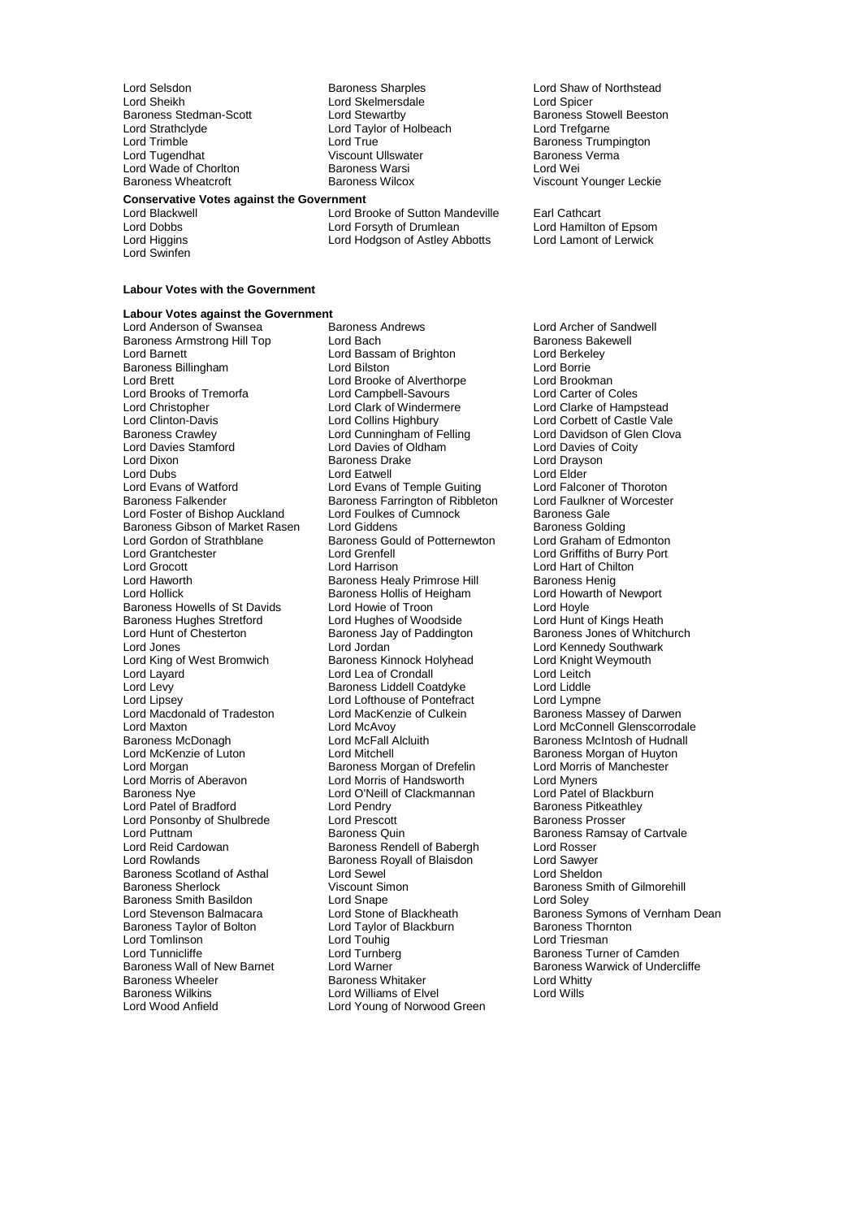Lord Selsdon
Baroness Sharples
Lord Shaw of Northstead
Lord Sheikh
Lord Skelmersdale
Lord Spicer
Baroness Stedman-Scott
Lord Stewartby
Baroness Stowell Beeston
Lord Strathclyde
Lord Taylor of Holbeach
Lord Trefgarne
Lord Trimble
Lord True
Baroness Trumpington
Lord Tugendhat
Viscount Ullswater
Baroness Verma
Lord Wade of Chorlton
Baroness Warsi
Lord Wei
Baroness Wheatcroft
Baroness Wilcox
Viscount Younger Leckie

**Conservative Votes against the Government**

Lord Blackwell
Lord Brooke of Sutton Mandeville
Earl Cathcart
Lord Dobbs
Lord Forsyth of Drumlean
Lord Hamilton of Epsom
Lord Higgins
Lord Hodgson of Astley Abbotts
Lord Lamont of Lerwick
Lord Swinfen

**Labour Votes with the Government**

**Labour Votes against the Government**

Lord Anderson of Swansea
Baroness Andrews
Lord Archer of Sandwell
Baroness Armstrong Hill Top
Lord Bach
Baroness Bakewell
Lord Barnett
Lord Bassam of Brighton
Lord Berkeley
Baroness Billingham
Lord Bilston
Lord Borrie
Lord Brett
Lord Brooke of Alverthorpe
Lord Brookman
Lord Brooks of Tremorfa
Lord Campbell-Savours
Lord Carter of Coles
Lord Christopher
Lord Clark of Windermere
Lord Clarke of Hampstead
Lord Clinton-Davis
Lord Collins Highbury
Lord Corbett of Castle Vale
Baroness Crawley
Lord Cunningham of Felling
Lord Davidson of Glen Clova
Lord Davies Stamford
Lord Davies of Oldham
Lord Davies of Coity
Lord Dixon
Baroness Drake
Lord Drayson
Lord Dubs
Lord Eatwell
Lord Elder
Lord Evans of Watford
Lord Evans of Temple Guiting
Lord Falconer of Thoroton
Baroness Falkender
Baroness Farrington of Ribbleton
Lord Faulkner of Worcester
Lord Foster of Bishop Auckland
Lord Foulkes of Cumnock
Baroness Gale
Baroness Gibson of Market Rasen
Lord Giddens
Baroness Golding
Lord Gordon of Strathblane
Baroness Gould of Potternewton
Lord Graham of Edmonton
Lord Grantchester
Lord Grenfell
Lord Griffiths of Burry Port
Lord Grocott
Lord Harrison
Lord Hart of Chilton
Lord Haworth
Baroness Healy Primrose Hill
Baroness Henig
Lord Hollick
Baroness Hollis of Heigham
Lord Howarth of Newport
Baroness Howells of St Davids
Lord Howie of Troon
Lord Hoyle
Baroness Hughes Stretford
Lord Hughes of Woodside
Lord Hunt of Kings Heath
Lord Hunt of Chesterton
Baroness Jay of Paddington
Baroness Jones of Whitchurch
Lord Jones
Lord Jordan
Lord Kennedy Southwark
Lord King of West Bromwich
Baroness Kinnock Holyhead
Lord Knight Weymouth
Lord Layard
Lord Lea of Crondall
Lord Leitch
Lord Levy
Baroness Liddell Coatdyke
Lord Liddle
Lord Lipsey
Lord Lofthouse of Pontefract
Lord Lympne
Lord Macdonald of Tradeston
Lord MacKenzie of Culkein
Baroness Massey of Darwen
Lord Maxton
Lord McAvoy
Lord McConnell Glenscorrodale
Baroness McDonagh
Lord McFall Alcluith
Baroness McIntosh of Hudnall
Lord McKenzie of Luton
Lord Mitchell
Baroness Morgan of Huyton
Lord Morgan
Baroness Morgan of Drefelin
Lord Morris of Manchester
Lord Morris of Aberavon
Lord Morris of Handsworth
Lord Myners
Baroness Nye
Lord O'Neill of Clackmannan
Lord Patel of Blackburn
Lord Patel of Bradford
Lord Pendry
Baroness Pitkeathley
Lord Ponsonby of Shulbrede
Lord Prescott
Baroness Prosser
Lord Puttnam
Baroness Quin
Baroness Ramsay of Cartvale
Lord Reid Cardowan
Baroness Rendell of Babergh
Lord Rosser
Lord Rowlands
Baroness Royall of Blaisdon
Lord Sawyer
Baroness Scotland of Asthal
Lord Sewel
Lord Sheldon
Baroness Sherlock
Viscount Simon
Baroness Smith of Gilmorehill
Baroness Smith Basildon
Lord Snape
Lord Soley
Lord Stevenson Balmacara
Lord Stone of Blackheath
Baroness Symons of Vernham Dean
Baroness Taylor of Bolton
Lord Taylor of Blackburn
Baroness Thornton
Lord Tomlinson
Lord Touhig
Lord Triesman
Lord Tunnicliffe
Lord Turnberg
Baroness Turner of Camden
Baroness Wall of New Barnet
Lord Warner
Baroness Warwick of Undercliffe
Baroness Wheeler
Baroness Whitaker
Lord Whitty
Baroness Wilkins
Lord Williams of Elvel
Lord Wills
Lord Wood Anfield
Lord Young of Norwood Green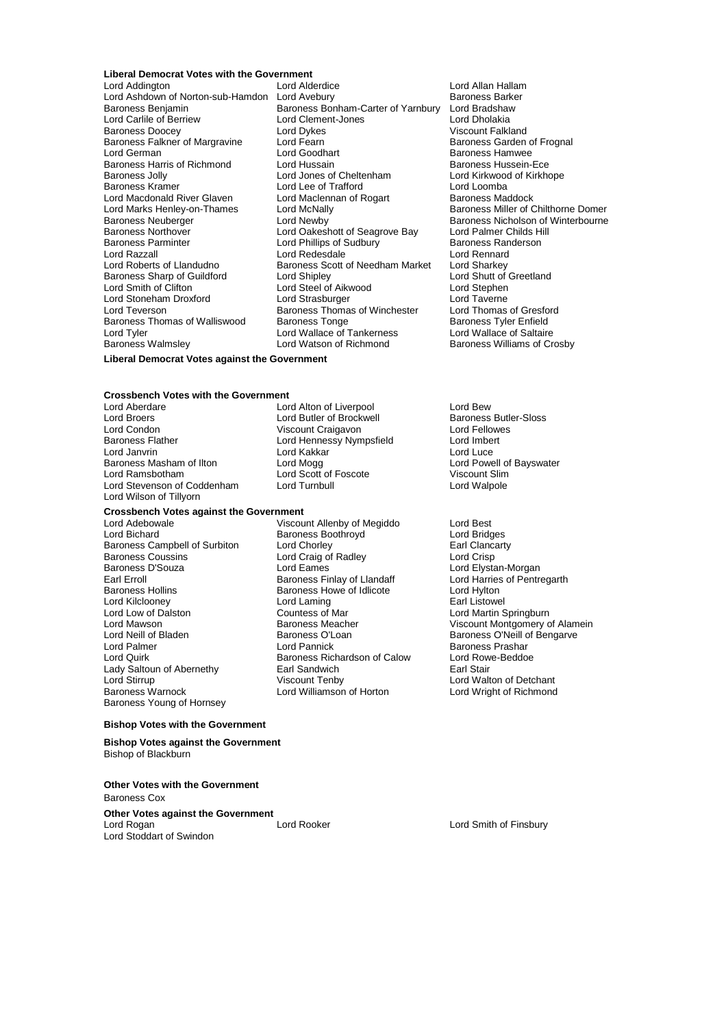**Liberal Democrat Votes with the Government**

Lord Addington
Lord Alderdice
Lord Allan Hallam
Lord Ashdown of Norton-sub-Hamdon
Lord Avebury
Baroness Barker
Baroness Benjamin
Baroness Bonham-Carter of Yarnbury
Lord Bradshaw
Lord Carlile of Berriew
Lord Clement-Jones
Lord Dholakia
Baroness Doocey
Lord Dykes
Viscount Falkland
Baroness Falkner of Margravine
Lord Fearn
Baroness Garden of Frognal
Lord German
Lord Goodhart
Baroness Hamwee
Baroness Harris of Richmond
Lord Hussain
Baroness Hussein-Ece
Baroness Jolly
Lord Jones of Cheltenham
Lord Kirkwood of Kirkhope
Baroness Kramer
Lord Lee of Trafford
Lord Loomba
Lord Macdonald River Glaven
Lord Maclennan of Rogart
Baroness Maddock
Lord Marks Henley-on-Thames
Lord McNally
Baroness Miller of Chilthorne Domer
Baroness Neuberger
Lord Newby
Baroness Nicholson of Winterbourne
Baroness Northover
Lord Oakeshott of Seagrove Bay
Lord Palmer Childs Hill
Baroness Parminter
Lord Phillips of Sudbury
Baroness Randerson
Lord Razzall
Lord Redesdale
Lord Rennard
Lord Roberts of Llandudno
Baroness Scott of Needham Market
Lord Sharkey
Baroness Sharp of Guildford
Lord Shipley
Lord Shutt of Greetland
Lord Smith of Clifton
Lord Steel of Aikwood
Lord Stephen
Lord Stoneham Droxford
Lord Strasburger
Lord Taverne
Lord Teverson
Baroness Thomas of Winchester
Lord Thomas of Gresford
Baroness Thomas of Walliswood
Baroness Tonge
Baroness Tyler Enfield
Lord Tyler
Lord Wallace of Tankerness
Lord Wallace of Saltaire
Baroness Walmsley
Lord Watson of Richmond
Baroness Williams of Crosby

**Liberal Democrat Votes against the Government**

**Crossbench Votes with the Government**

Lord Aberdare
Lord Alton of Liverpool
Lord Bew
Lord Broers
Lord Butler of Brockwell
Baroness Butler-Sloss
Lord Condon
Viscount Craigavon
Lord Fellowes
Baroness Flather
Lord Hennessy Nympsfield
Lord Imbert
Lord Janvrin
Lord Kakkar
Lord Luce
Baroness Masham of Ilton
Lord Mogg
Lord Powell of Bayswater
Lord Ramsbotham
Lord Scott of Foscote
Viscount Slim
Lord Stevenson of Coddenham
Lord Turnbull
Lord Walpole
Lord Wilson of Tillyorn

**Crossbench Votes against the Government**

Lord Adebowale
Viscount Allenby of Megiddo
Lord Best
Lord Bichard
Baroness Boothroyd
Lord Bridges
Baroness Campbell of Surbiton
Lord Chorley
Earl Clancarty
Baroness Coussins
Lord Craig of Radley
Lord Crisp
Baroness D'Souza
Lord Eames
Lord Elystan-Morgan
Earl Erroll
Baroness Finlay of Llandaff
Lord Harries of Pentregarth
Baroness Hollins
Baroness Howe of Idlicote
Lord Hylton
Lord Kilclooney
Lord Laming
Earl Listowel
Lord Low of Dalston
Countess of Mar
Lord Martin Springburn
Lord Mawson
Baroness Meacher
Viscount Montgomery of Alamein
Lord Neill of Bladen
Baroness O'Loan
Baroness O'Neill of Bengarve
Lord Palmer
Lord Pannick
Baroness Prashar
Lord Quirk
Baroness Richardson of Calow
Lord Rowe-Beddoe
Lady Saltoun of Abernethy
Earl Sandwich
Earl Stair
Lord Stirrup
Viscount Tenby
Lord Walton of Detchant
Baroness Warnock
Lord Williamson of Horton
Lord Wright of Richmond
Baroness Young of Hornsey

**Bishop Votes with the Government**

**Bishop Votes against the Government**

Bishop of Blackburn

**Other Votes with the Government**

Baroness Cox

**Other Votes against the Government**

Lord Rogan
Lord Rooker
Lord Smith of Finsbury
Lord Stoddart of Swindon